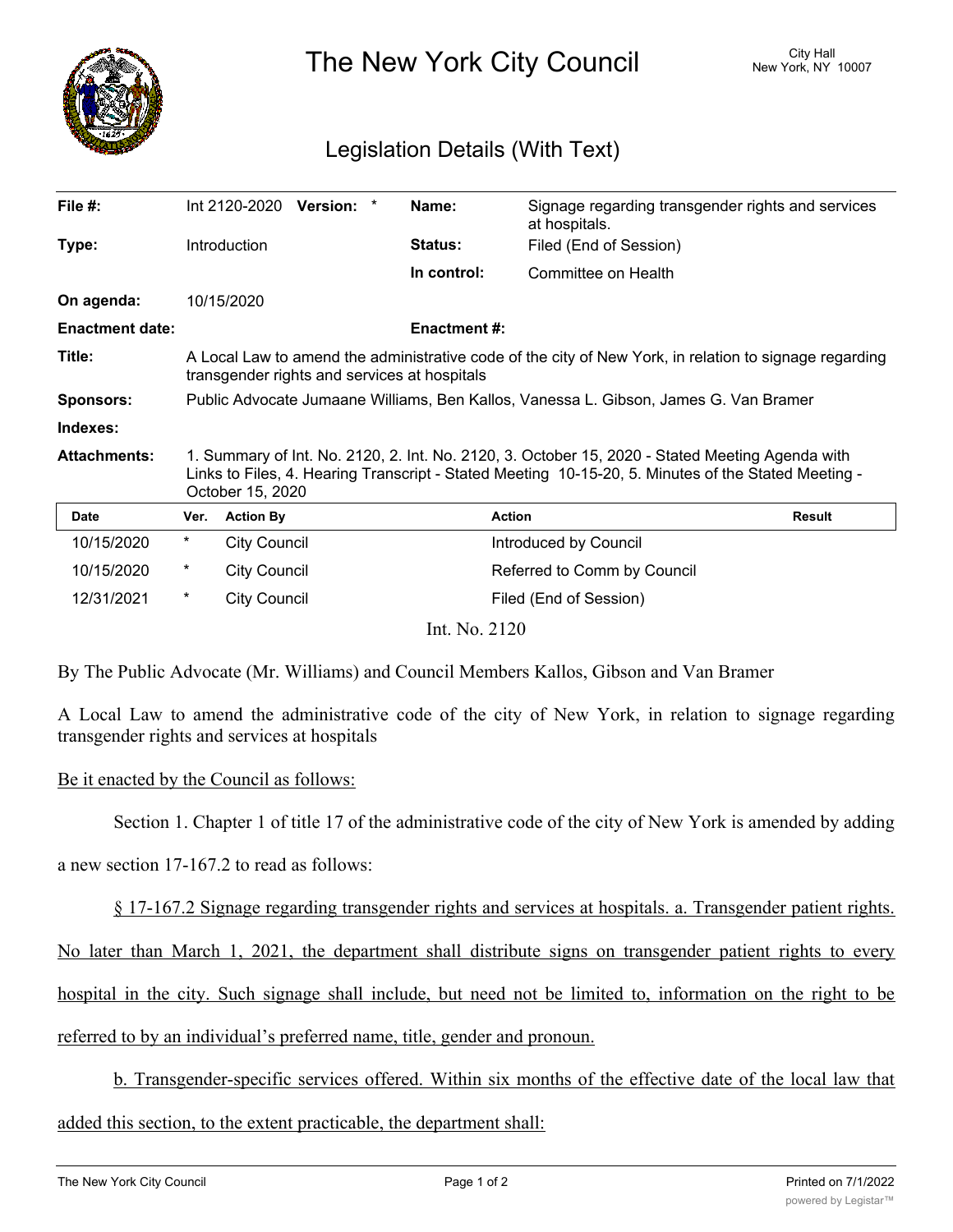# The New York City Council

City Hall
New York, NY 10007

## Legislation Details (With Text)

| | | | |
|---|---|---|---|
| **File #:** | Int 2120-2020 **Version:** * | **Name:** | Signage regarding transgender rights and services at hospitals. |
| **Type:** | Introduction | **Status:** | Filed (End of Session) |
| | | **In control:** | Committee on Health |
| **On agenda:** | 10/15/2020 | | |
| **Enactment date:** | | **Enactment #:** | |
| **Title:** | A Local Law to amend the administrative code of the city of New York, in relation to signage regarding transgender rights and services at hospitals | | |
| **Sponsors:** | Public Advocate Jumaane Williams, Ben Kallos, Vanessa L. Gibson, James G. Van Bramer | | |
| **Indexes:** | | | |
| **Attachments:** | 1. Summary of Int. No. 2120, 2. Int. No. 2120, 3. October 15, 2020 - Stated Meeting Agenda with Links to Files, 4. Hearing Transcript - Stated Meeting 10-15-20, 5. Minutes of the Stated Meeting - October 15, 2020 | | |

| Date | Ver. | Action By | Action | Result |
|---|---|---|---|---|
| 10/15/2020 | * | City Council | Introduced by Council | |
| 10/15/2020 | * | City Council | Referred to Comm by Council | |
| 12/31/2021 | * | City Council | Filed (End of Session) | |

Int. No. 2120

By The Public Advocate (Mr. Williams) and Council Members Kallos, Gibson and Van Bramer

A Local Law to amend the administrative code of the city of New York, in relation to signage regarding transgender rights and services at hospitals

Be it enacted by the Council as follows:

Section 1. Chapter 1 of title 17 of the administrative code of the city of New York is amended by adding a new section 17-167.2 to read as follows:

§ 17-167.2 Signage regarding transgender rights and services at hospitals. a. Transgender patient rights. No later than March 1, 2021, the department shall distribute signs on transgender patient rights to every hospital in the city. Such signage shall include, but need not be limited to, information on the right to be referred to by an individual's preferred name, title, gender and pronoun.

b. Transgender-specific services offered. Within six months of the effective date of the local law that added this section, to the extent practicable, the department shall: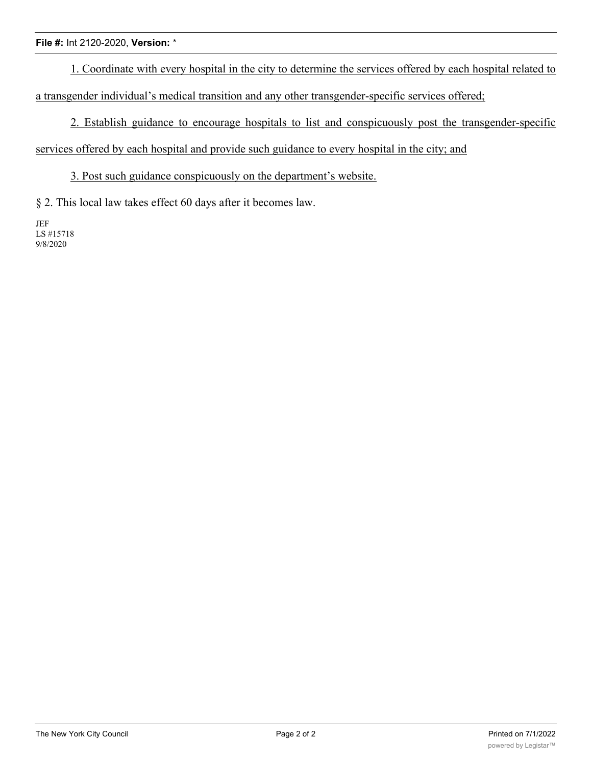1. Coordinate with every hospital in the city to determine the services offered by each hospital related to a transgender individual's medical transition and any other transgender-specific services offered;

2. Establish guidance to encourage hospitals to list and conspicuously post the transgender-specific services offered by each hospital and provide such guidance to every hospital in the city; and

3. Post such guidance conspicuously on the department's website.

§ 2. This local law takes effect 60 days after it becomes law.

JEF
LS #15718
9/8/2020